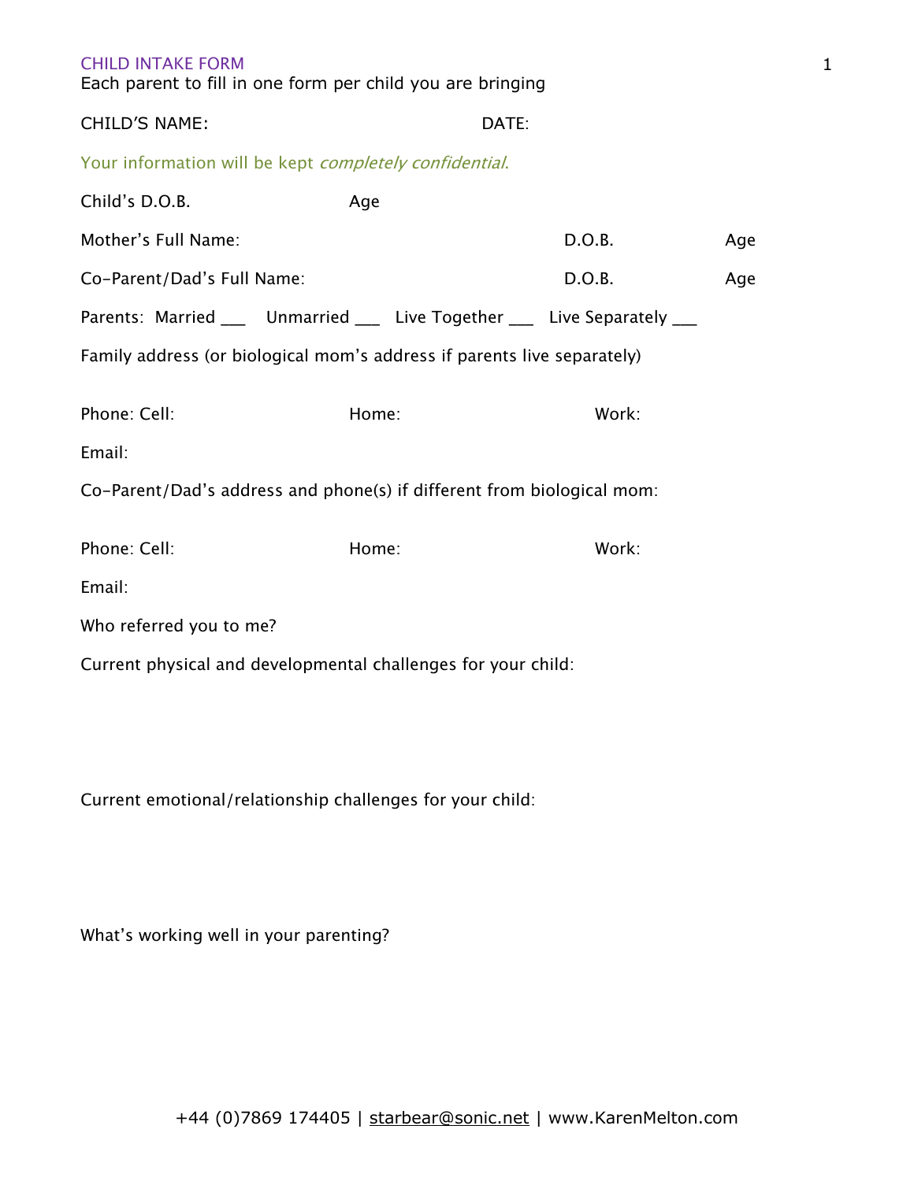# CHILD INTAKE FORM

Each parent to fill in one form per child you are bringing

CHILD'S NAME: DATE:

Your information will be kept *completely confidential*.

Child's D.O.B. Age

Mother's Full Name: D.O.B. Age

Co-Parent/Dad's Full Name: D.O.B. Age

Parents: Married ___ Unmarried ___ Live Together ___ Live Separately ___

Family address (or biological mom's address if parents live separately)

Phone: Cell: Home: Work:

Email:

Co-Parent/Dad's address and phone(s) if different from biological mom:

Phone: Cell: Home: Work:

Email:

Who referred you to me?

Current physical and developmental challenges for your child:

Current emotional/relationship challenges for your child:

What's working well in your parenting?

+44 (0)7869 174405 | starbear@sonic.net | www.KarenMelton.com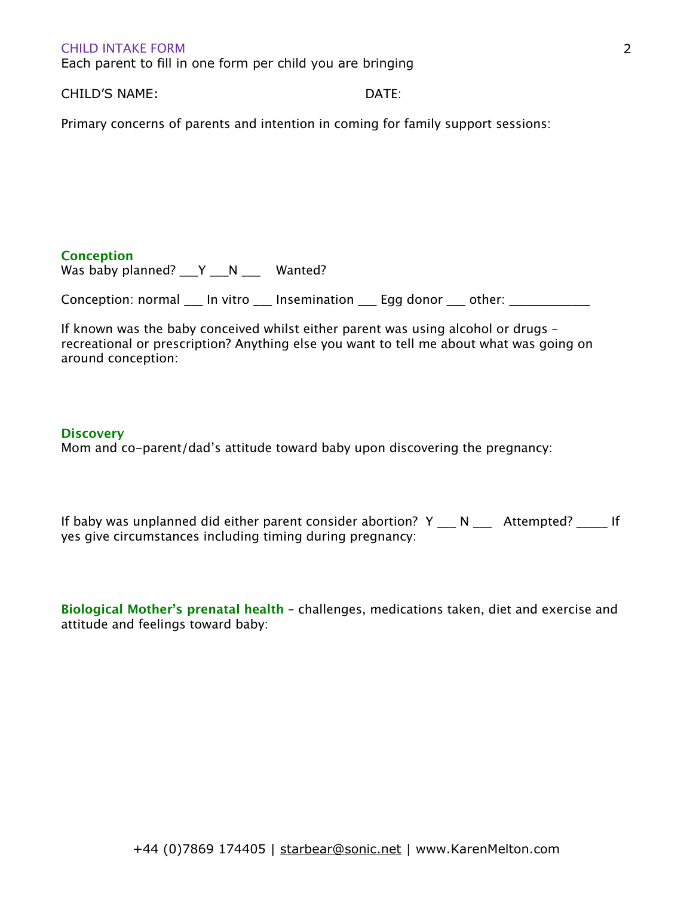CHILD INTAKE FORM

Each parent to fill in one form per child you are bringing

CHILD'S NAME: DATE:

Primary concerns of parents and intention in coming for family support sessions:

**Conception**

Was baby planned? ___Y ___N ___ Wanted?

Conception: normal ___ In vitro ___ Insemination ___ Egg donor ___ other: ____________

If known was the baby conceived whilst either parent was using alcohol or drugs – recreational or prescription? Anything else you want to tell me about what was going on around conception:

**Discovery**

Mom and co-parent/dad's attitude toward baby upon discovering the pregnancy:

If baby was unplanned did either parent consider abortion? Y ___ N ___ Attempted? _____ If yes give circumstances including timing during pregnancy:

**Biological Mother's prenatal health** – challenges, medications taken, diet and exercise and attitude and feelings toward baby:

+44 (0)7869 174405 | starbear@sonic.net | www.KarenMelton.com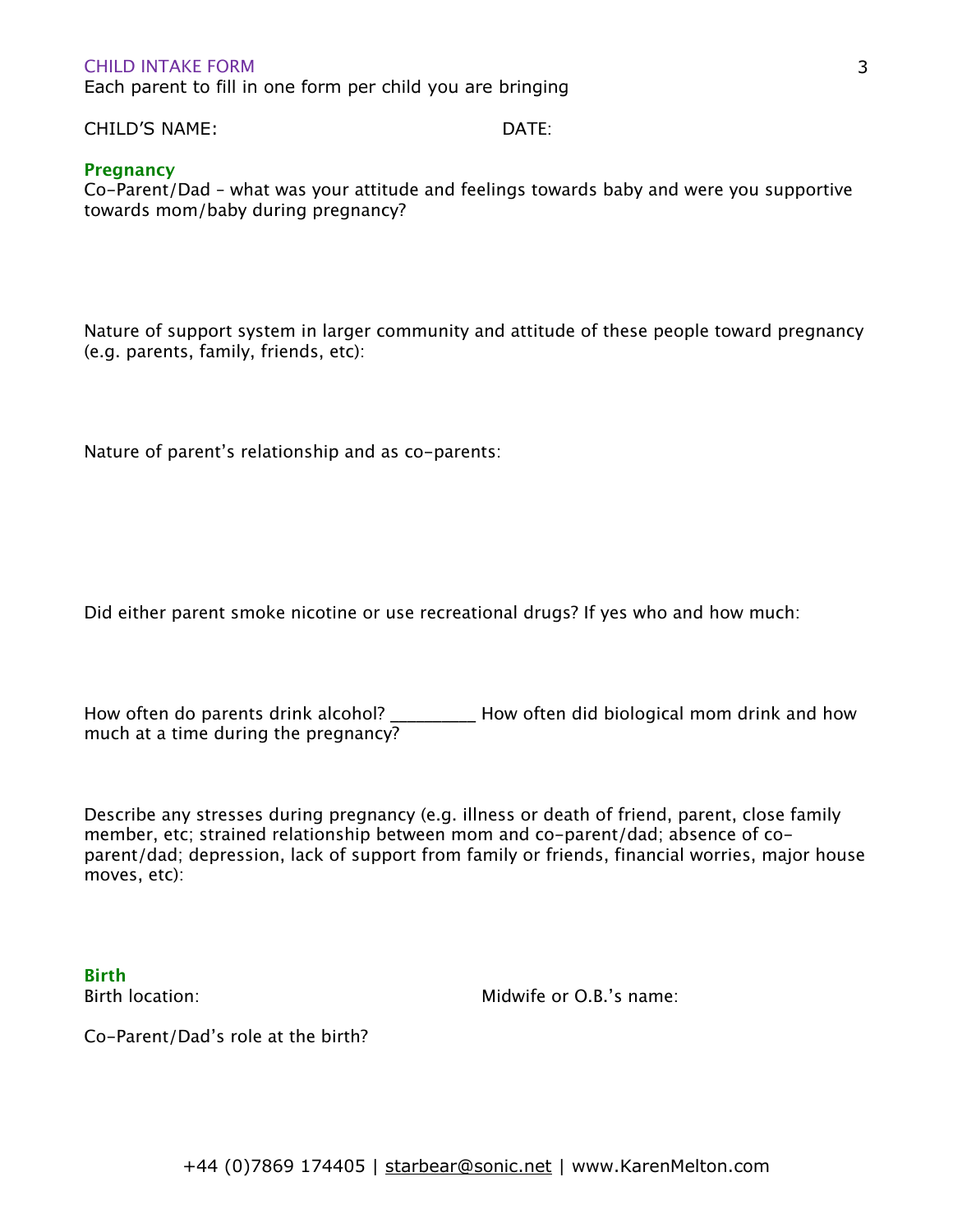CHILD INTAKE FORM

Each parent to fill in one form per child you are bringing

CHILD'S NAME: DATE:

## Pregnancy

Co-Parent/Dad – what was your attitude and feelings towards baby and were you supportive towards mom/baby during pregnancy?

Nature of support system in larger community and attitude of these people toward pregnancy (e.g. parents, family, friends, etc):

Nature of parent's relationship and as co-parents:

Did either parent smoke nicotine or use recreational drugs? If yes who and how much:

How often do parents drink alcohol? _________ How often did biological mom drink and how much at a time during the pregnancy?

Describe any stresses during pregnancy (e.g. illness or death of friend, parent, close family member, etc; strained relationship between mom and co-parent/dad; absence of co-parent/dad; depression, lack of support from family or friends, financial worries, major house moves, etc):

## Birth

Birth location: Midwife or O.B.'s name:

Co-Parent/Dad's role at the birth?

+44 (0)7869 174405 | starbear@sonic.net | www.KarenMelton.com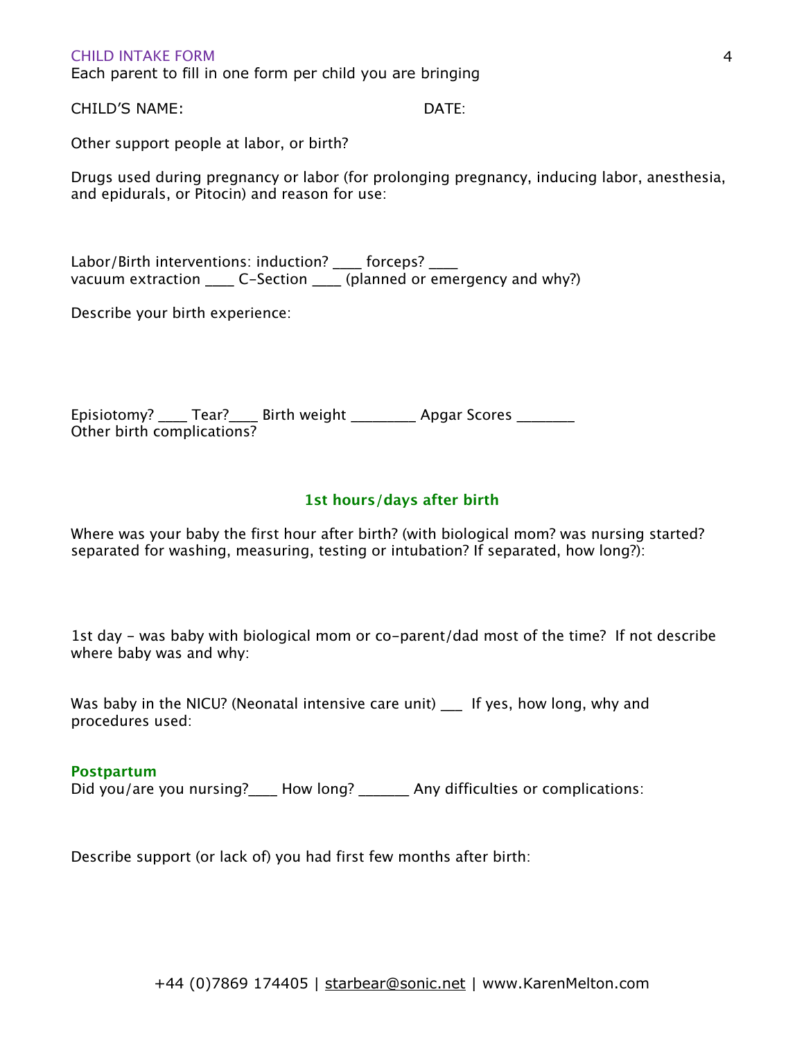## CHILD INTAKE FORM

Each parent to fill in one form per child you are bringing

CHILD'S NAME: DATE:

Other support people at labor, or birth?

Drugs used during pregnancy or labor (for prolonging pregnancy, inducing labor, anesthesia, and epidurals, or Pitocin) and reason for use:

Labor/Birth interventions: induction? ____ forceps? ____
vacuum extraction ____ C-Section ____ (planned or emergency and why?)

Describe your birth experience:

Episiotomy? ____ Tear?____ Birth weight ________ Apgar Scores _______
Other birth complications?

### 1st hours/days after birth

Where was your baby the first hour after birth? (with biological mom? was nursing started? separated for washing, measuring, testing or intubation? If separated, how long?):

1st day - was baby with biological mom or co-parent/dad most of the time? If not describe where baby was and why:

Was baby in the NICU? (Neonatal intensive care unit) ___ If yes, how long, why and procedures used:

### Postpartum

Did you/are you nursing?____ How long? ______ Any difficulties or complications:

Describe support (or lack of) you had first few months after birth: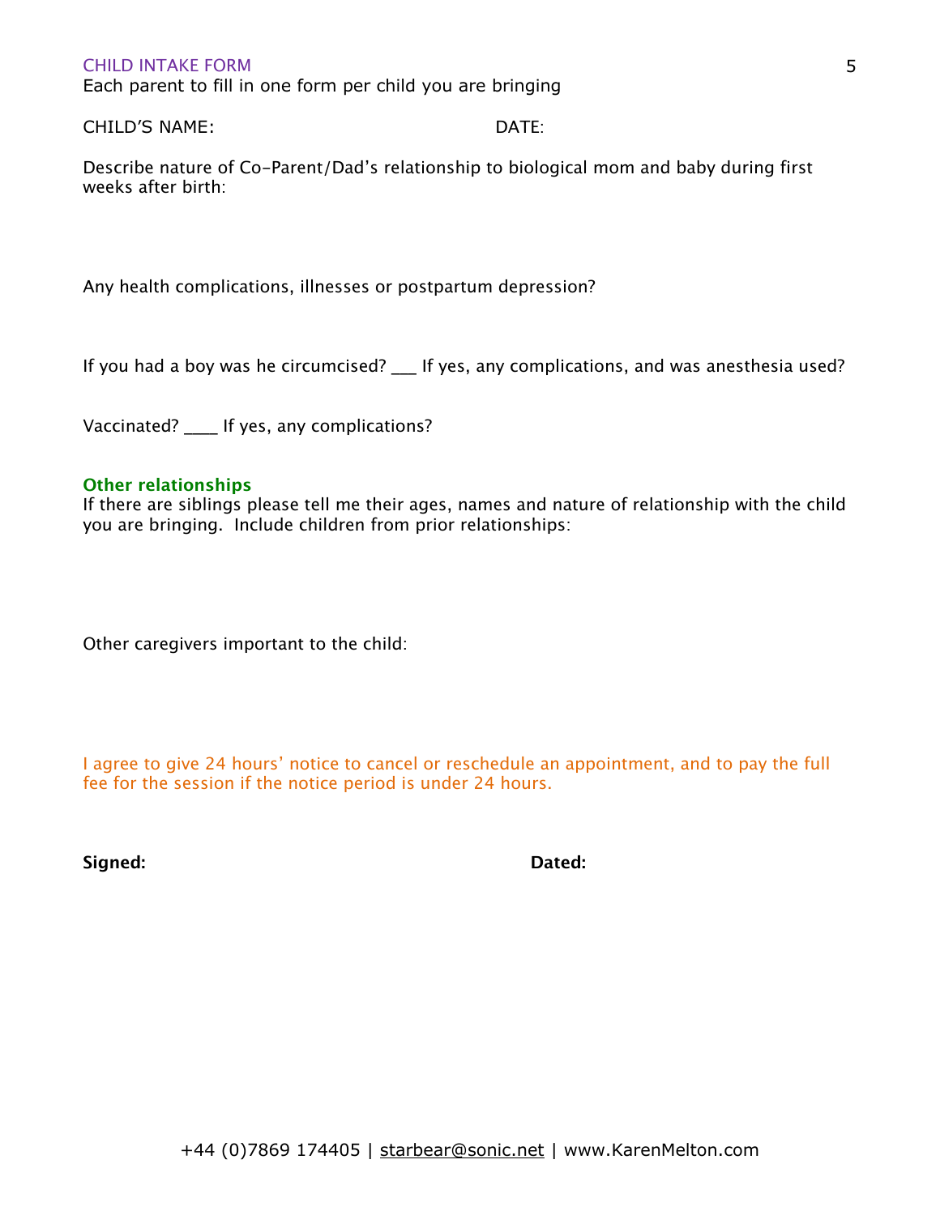## CHILD INTAKE FORM

Each parent to fill in one form per child you are bringing

CHILD'S NAME: DATE:

Describe nature of Co-Parent/Dad's relationship to biological mom and baby during first weeks after birth:

Any health complications, illnesses or postpartum depression?

If you had a boy was he circumcised? ___ If yes, any complications, and was anesthesia used?

Vaccinated? ____ If yes, any complications?

### Other relationships

If there are siblings please tell me their ages, names and nature of relationship with the child you are bringing. Include children from prior relationships:

Other caregivers important to the child:

I agree to give 24 hours' notice to cancel or reschedule an appointment, and to pay the full fee for the session if the notice period is under 24 hours.

**Signed:** **Dated:**

+44 (0)7869 174405 | starbear@sonic.net | www.KarenMelton.com